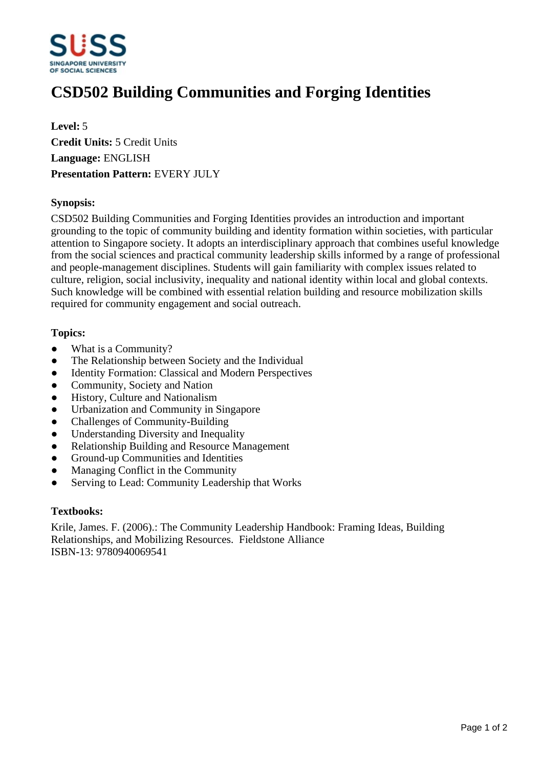# CSD502 Building Communities and Forging Identities

**Level:** 5
**Credit Units:** 5 Credit Units
**Language:** ENGLISH
**Presentation Pattern:** EVERY JULY

**Synopsis:**

CSD502 Building Communities and Forging Identities provides an introduction and important grounding to the topic of community building and identity formation within societies, with particular attention to Singapore society. It adopts an interdisciplinary approach that combines useful knowledge from the social sciences and practical community leadership skills informed by a range of professional and people-management disciplines. Students will gain familiarity with complex issues related to culture, religion, social inclusivity, inequality and national identity within local and global contexts. Such knowledge will be combined with essential relation building and resource mobilization skills required for community engagement and social outreach.

**Topics:**

- What is a Community?
- The Relationship between Society and the Individual
- Identity Formation: Classical and Modern Perspectives
- Community, Society and Nation
- History, Culture and Nationalism
- Urbanization and Community in Singapore
- Challenges of Community-Building
- Understanding Diversity and Inequality
- Relationship Building and Resource Management
- Ground-up Communities and Identities
- Managing Conflict in the Community
- Serving to Lead: Community Leadership that Works

**Textbooks:**

Krile, James. F. (2006).: The Community Leadership Handbook: Framing Ideas, Building Relationships, and Mobilizing Resources. Fieldstone Alliance
ISBN-13: 9780940069541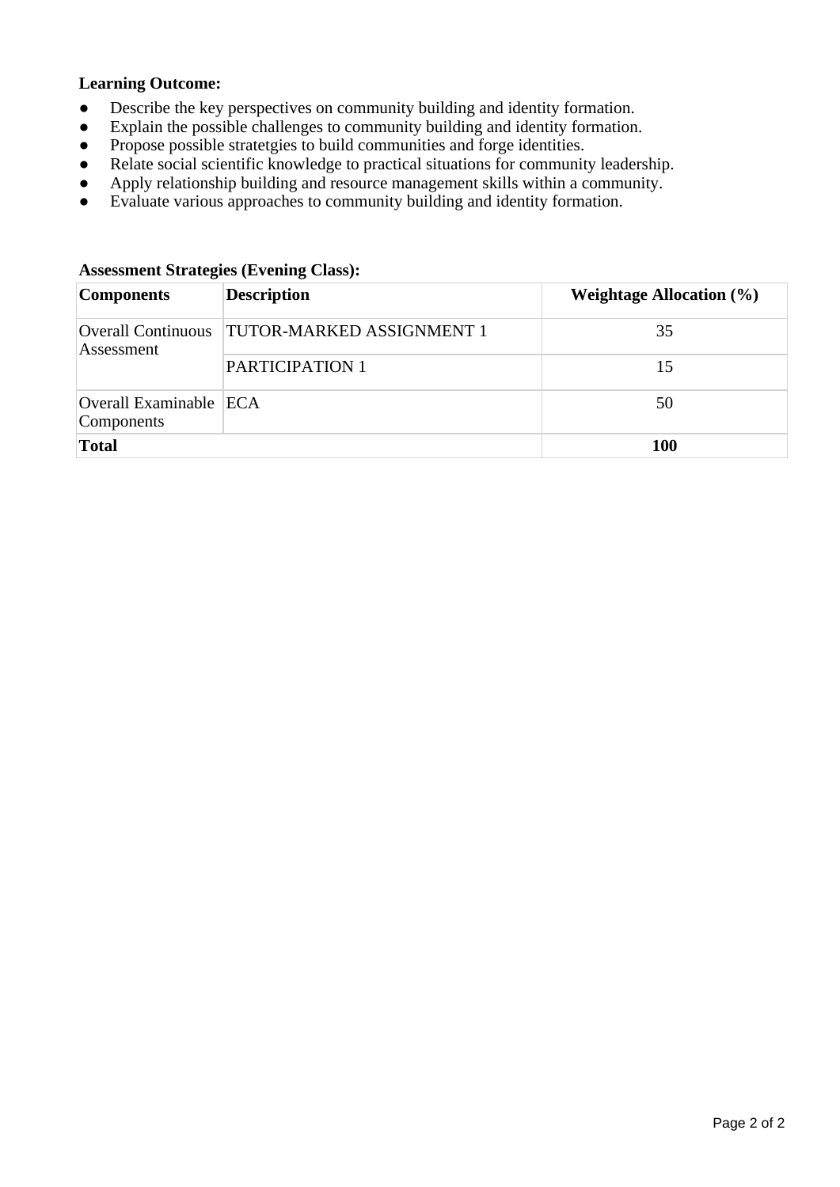**Learning Outcome:**

- Describe the key perspectives on community building and identity formation.
- Explain the possible challenges to community building and identity formation.
- Propose possible stratetgies to build communities and forge identities.
- Relate social scientific knowledge to practical situations for community leadership.
- Apply relationship building and resource management skills within a community.
- Evaluate various approaches to community building and identity formation.

**Assessment Strategies (Evening Class):**

| Components | Description | Weightage Allocation (%) |
|---|---|---|
| Overall Continuous Assessment | TUTOR-MARKED ASSIGNMENT 1 | 35 |
| | PARTICIPATION 1 | 15 |
| Overall Examinable Components | ECA | 50 |
| **Total** | | **100** |